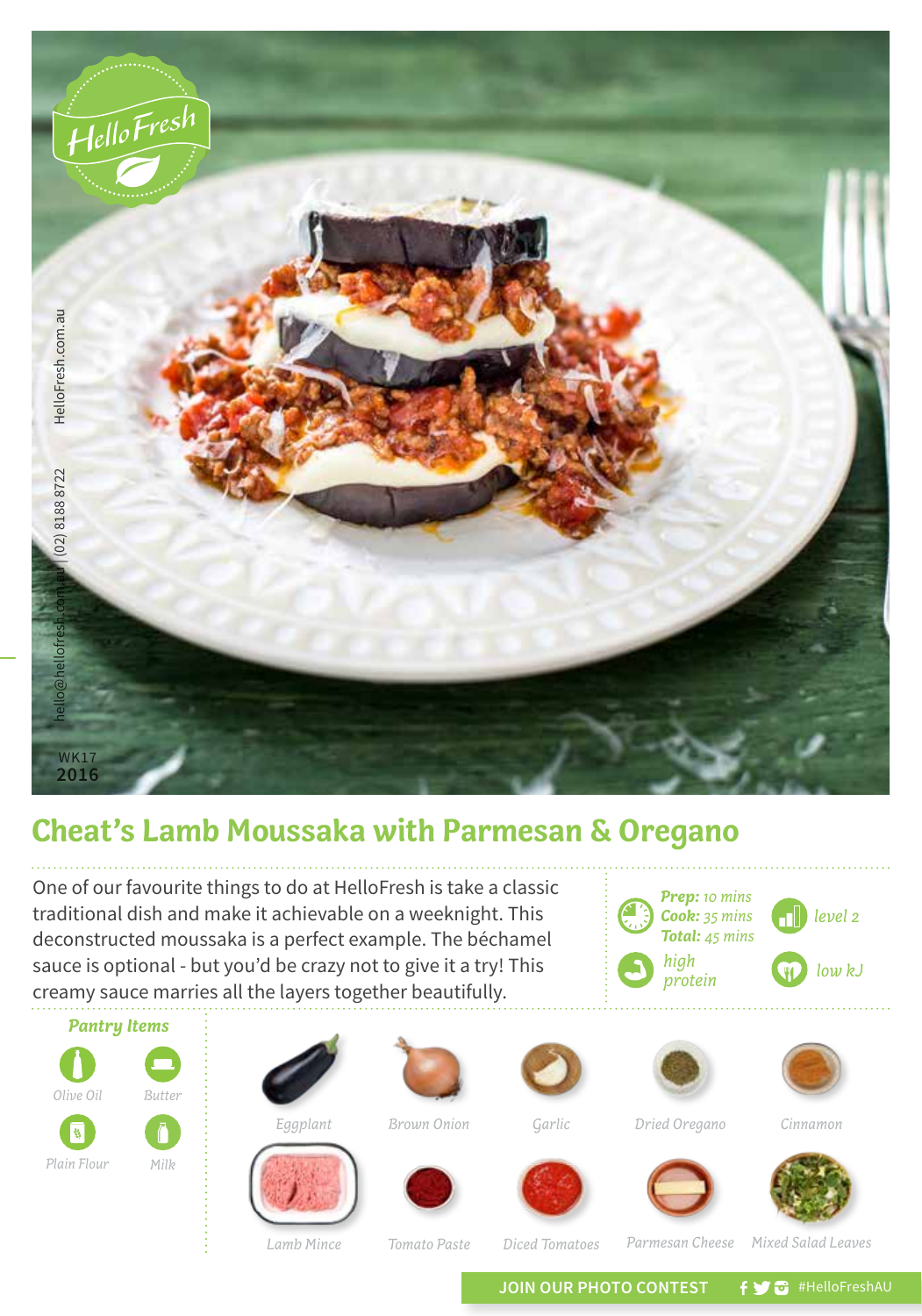HelloFresh

hello@hellofresh.com.au | (02) 8188 8722 HelloFresh.com.au

WK17
2016

# Cheat's Lamb Moussaka with Parmesan & Oregano

One of our favourite things to do at HelloFresh is take a classic traditional dish and make it achievable on a weeknight. This deconstructed moussaka is a perfect example. The béchamel sauce is optional - but you'd be crazy not to give it a try! This creamy sauce marries all the layers together beautifully.

**Prep:** 10 mins
**Cook:** 35 mins
**Total:** 45 mins

level 2

high protein

low kJ

## Pantry Items

- Olive Oil
- Butter
- Plain Flour
- Milk

## Ingredients

- Eggplant
- Brown Onion
- Garlic
- Dried Oregano
- Cinnamon
- Lamb Mince
- Tomato Paste
- Diced Tomatoes
- Parmesan Cheese
- Mixed Salad Leaves

JOIN OUR PHOTO CONTEST #HelloFreshAU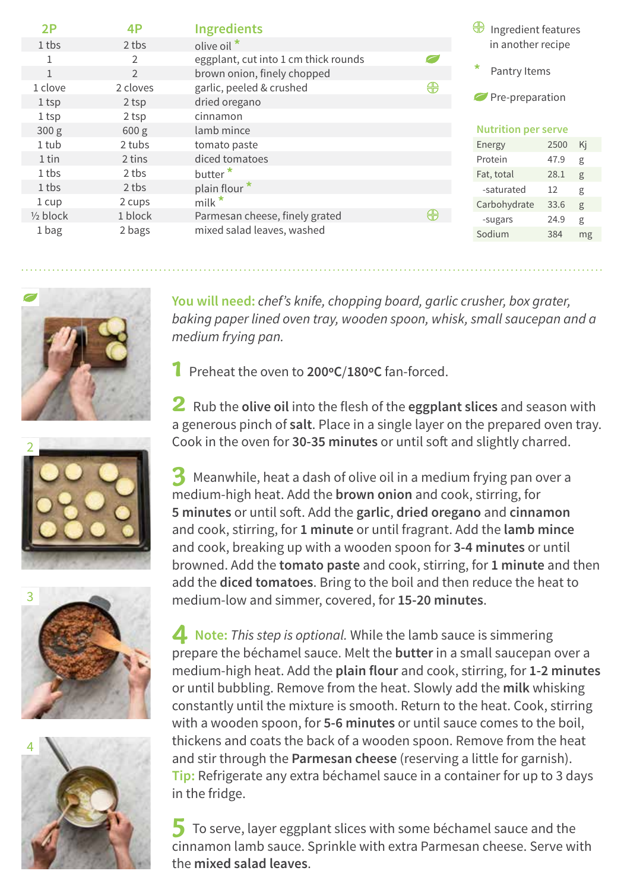| 2P | 4P | Ingredients | |
|---|---|---|---|
| 1 tbs | 2 tbs | olive oil * | |
| 1 | 2 | eggplant, cut into 1 cm thick rounds | Pre-preparation |
| 1 | 2 | brown onion, finely chopped | |
| 1 clove | 2 cloves | garlic, peeled & crushed | Ingredient features in another recipe |
| 1 tsp | 2 tsp | dried oregano | |
| 1 tsp | 2 tsp | cinnamon | |
| 300 g | 600 g | lamb mince | |
| 1 tub | 2 tubs | tomato paste | |
| 1 tin | 2 tins | diced tomatoes | |
| 1 tbs | 2 tbs | butter * | |
| 1 tbs | 2 tbs | plain flour * | |
| 1 cup | 2 cups | milk * | |
| ½ block | 1 block | Parmesan cheese, finely grated | Ingredient features in another recipe |
| 1 bag | 2 bags | mixed salad leaves, washed | |

Ingredient features in another recipe

\* Pantry Items

Pre-preparation

**Nutrition per serve**

| | | |
|---|---|---|
| Energy | 2500 | Kj |
| Protein | 47.9 | g |
| Fat, total | 28.1 | g |
| -saturated | 12 | g |
| Carbohydrate | 33.6 | g |
| -sugars | 24.9 | g |
| Sodium | 384 | mg |

**You will need:** *chef's knife, chopping board, garlic crusher, box grater, baking paper lined oven tray, wooden spoon, whisk, small saucepan and a medium frying pan.*

**1** Preheat the oven to **200ºC/180ºC** fan-forced.

**2** Rub the **olive oil** into the flesh of the **eggplant slices** and season with a generous pinch of **salt**. Place in a single layer on the prepared oven tray. Cook in the oven for **30-35 minutes** or until soft and slightly charred.

**3** Meanwhile, heat a dash of olive oil in a medium frying pan over a medium-high heat. Add the **brown onion** and cook, stirring, for **5 minutes** or until soft. Add the **garlic**, **dried oregano** and **cinnamon** and cook, stirring, for **1 minute** or until fragrant. Add the **lamb mince** and cook, breaking up with a wooden spoon for **3-4 minutes** or until browned. Add the **tomato paste** and cook, stirring, for **1 minute** and then add the **diced tomatoes**. Bring to the boil and then reduce the heat to medium-low and simmer, covered, for **15-20 minutes**.

**4** **Note:** *This step is optional.* While the lamb sauce is simmering prepare the béchamel sauce. Melt the **butter** in a small saucepan over a medium-high heat. Add the **plain flour** and cook, stirring, for **1-2 minutes** or until bubbling. Remove from the heat. Slowly add the **milk** whisking constantly until the mixture is smooth. Return to the heat. Cook, stirring with a wooden spoon, for **5-6 minutes** or until sauce comes to the boil, thickens and coats the back of a wooden spoon. Remove from the heat and stir through the **Parmesan cheese** (reserving a little for garnish). **Tip:** Refrigerate any extra béchamel sauce in a container for up to 3 days in the fridge.

**5** To serve, layer eggplant slices with some béchamel sauce and the cinnamon lamb sauce. Sprinkle with extra Parmesan cheese. Serve with the **mixed salad leaves**.